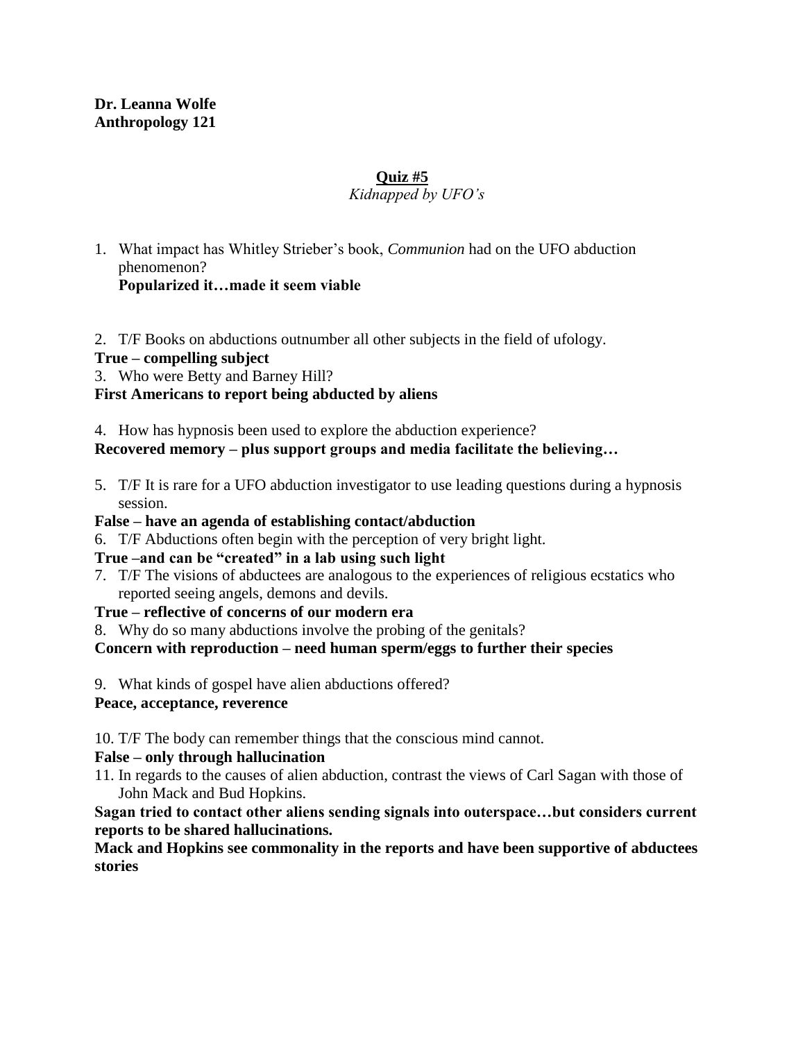**Dr. Leanna Wolfe**
**Anthropology 121**

**Quiz #5**
*Kidnapped by UFO's*

1. What impact has Whitley Strieber's book, *Communion* had on the UFO abduction phenomenon?
   **Popularized it…made it seem viable**

2. T/F Books on abductions outnumber all other subjects in the field of ufology.

**True – compelling subject**

3. Who were Betty and Barney Hill?

**First Americans to report being abducted by aliens**

4. How has hypnosis been used to explore the abduction experience?

**Recovered memory – plus support groups and media facilitate the believing…**

5. T/F It is rare for a UFO abduction investigator to use leading questions during a hypnosis session.

**False – have an agenda of establishing contact/abduction**

6. T/F Abductions often begin with the perception of very bright light.

**True –and can be "created" in a lab using such light**

7. T/F The visions of abductees are analogous to the experiences of religious ecstatics who reported seeing angels, demons and devils.

**True – reflective of concerns of our modern era**

8. Why do so many abductions involve the probing of the genitals?

**Concern with reproduction – need human sperm/eggs to further their species**

9. What kinds of gospel have alien abductions offered?

**Peace, acceptance, reverence**

10. T/F The body can remember things that the conscious mind cannot.

**False – only through hallucination**

11. In regards to the causes of alien abduction, contrast the views of Carl Sagan with those of John Mack and Bud Hopkins.

**Sagan tried to contact other aliens sending signals into outerspace…but considers current reports to be shared hallucinations.**

**Mack and Hopkins see commonality in the reports and have been supportive of abductees stories**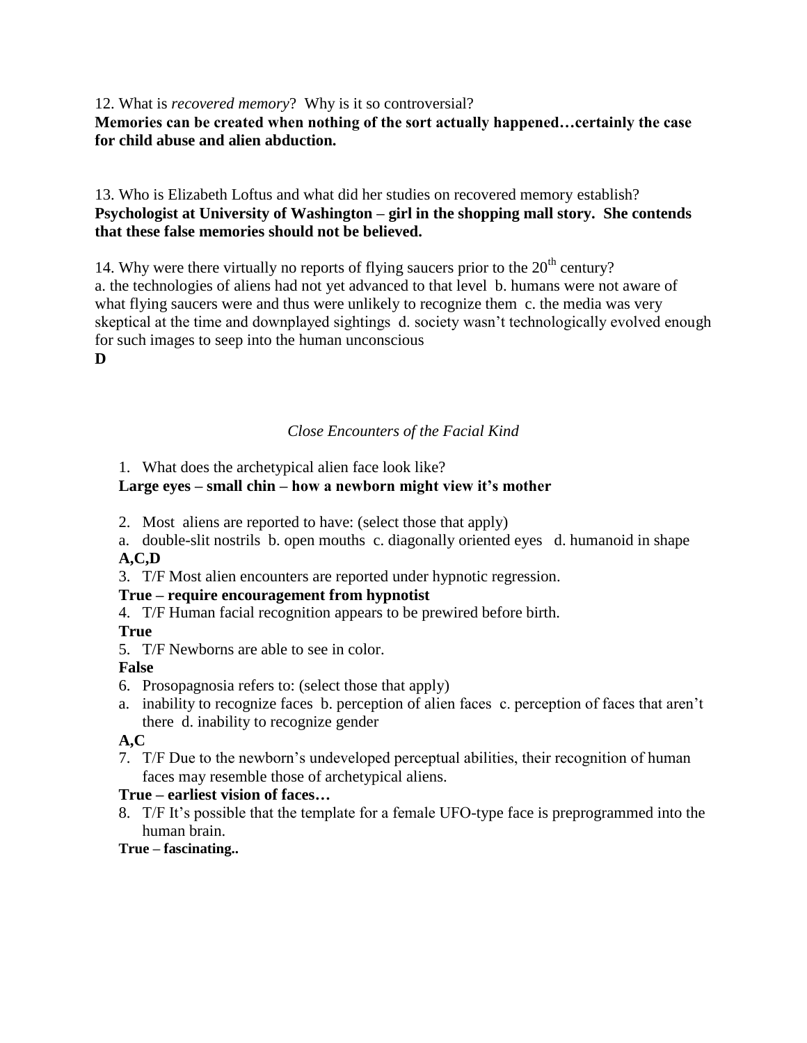12. What is *recovered memory*? Why is it so controversial?
**Memories can be created when nothing of the sort actually happened…certainly the case for child abuse and alien abduction.**

13. Who is Elizabeth Loftus and what did her studies on recovered memory establish?
**Psychologist at University of Washington – girl in the shopping mall story. She contends that these false memories should not be believed.**

14. Why were there virtually no reports of flying saucers prior to the 20th century?
a. the technologies of aliens had not yet advanced to that level b. humans were not aware of what flying saucers were and thus were unlikely to recognize them c. the media was very skeptical at the time and downplayed sightings d. society wasn't technologically evolved enough for such images to seep into the human unconscious
**D**

*Close Encounters of the Facial Kind*

1. What does the archetypical alien face look like?
**Large eyes – small chin – how a newborn might view it's mother**

2. Most aliens are reported to have: (select those that apply)
a. double-slit nostrils b. open mouths c. diagonally oriented eyes d. humanoid in shape
**A,C,D**

3. T/F Most alien encounters are reported under hypnotic regression.
**True – require encouragement from hypnotist**

4. T/F Human facial recognition appears to be prewired before birth.
**True**

5. T/F Newborns are able to see in color.
**False**

6. Prosopagnosia refers to: (select those that apply)
a. inability to recognize faces b. perception of alien faces c. perception of faces that aren't there d. inability to recognize gender
**A,C**

7. T/F Due to the newborn's undeveloped perceptual abilities, their recognition of human faces may resemble those of archetypical aliens.
**True – earliest vision of faces…**

8. T/F It's possible that the template for a female UFO-type face is preprogrammed into the human brain.
**True – fascinating..**